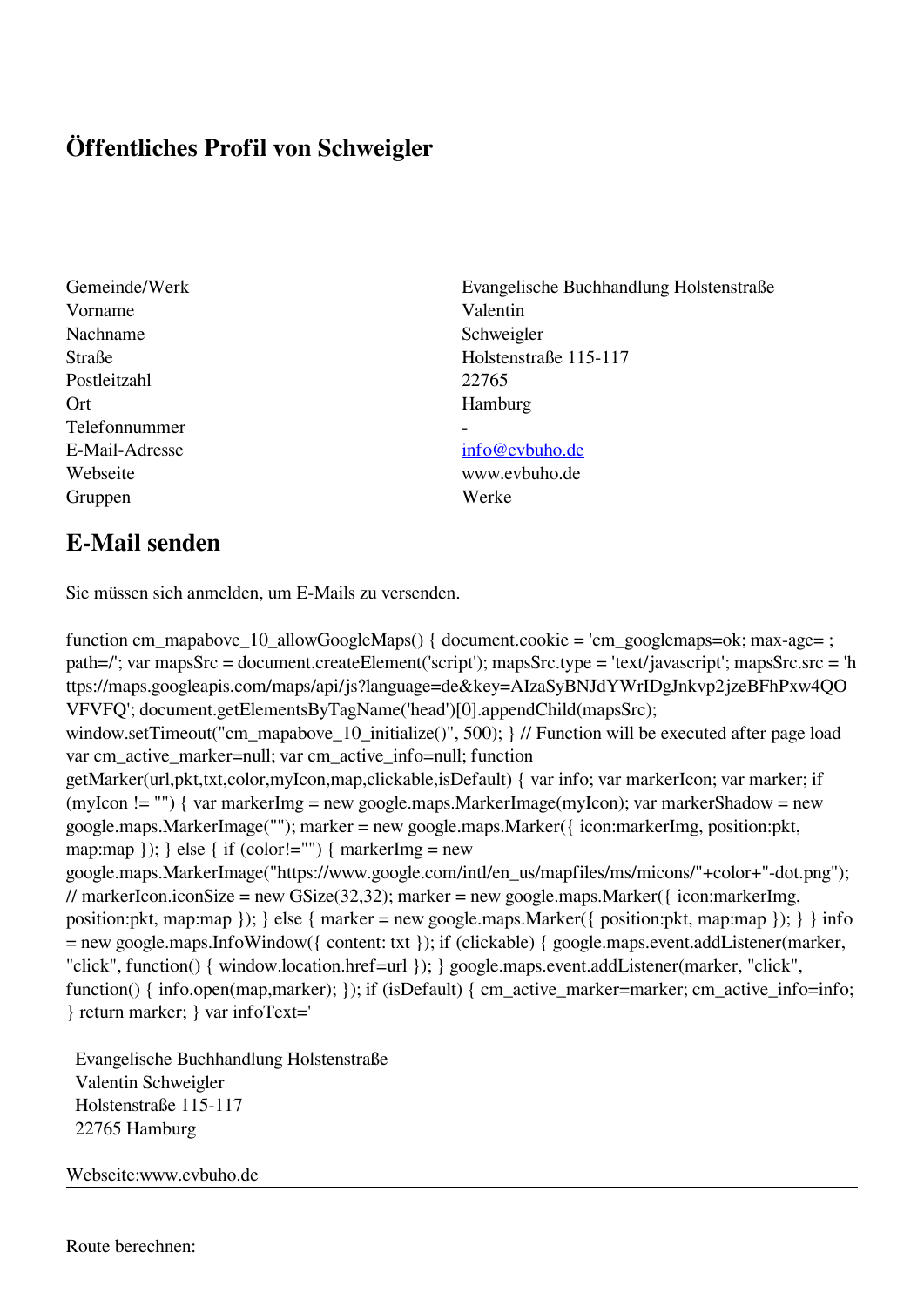# Öffentliches Profil von Schweigler

| | |
|---|---|
| Gemeinde/Werk | Evangelische Buchhandlung Holstenstraße |
| Vorname | Valentin |
| Nachname | Schweigler |
| Straße | Holstenstraße 115-117 |
| Postleitzahl | 22765 |
| Ort | Hamburg |
| Telefonnummer | - |
| E-Mail-Adresse | info@evbuho.de |
| Webseite | www.evbuho.de |
| Gruppen | Werke |

## E-Mail senden

Sie müssen sich anmelden, um E-Mails zu versenden.

function cm_mapabove_10_allowGoogleMaps() { document.cookie = 'cm_googlemaps=ok; max-age= ; path=/'; var mapsSrc = document.createElement('script'); mapsSrc.type = 'text/javascript'; mapsSrc.src = 'https://maps.googleapis.com/maps/api/js?language=de&key=AIzaSyBNJdYWrIDgJnkvp2jzeBFhPxw4QOVFVFQ'; document.getElementsByTagName('head')[0].appendChild(mapsSrc); window.setTimeout("cm_mapabove_10_initialize()", 500); } // Function will be executed after page load var cm_active_marker=null; var cm_active_info=null; function getMarker(url,pkt,txt,color,myIcon,map,clickable,isDefault) { var info; var markerIcon; var marker; if (myIcon != "") { var markerImg = new google.maps.MarkerImage(myIcon); var markerShadow = new google.maps.MarkerImage(""); marker = new google.maps.Marker({ icon:markerImg, position:pkt, map:map }); } else { if (color!="") { markerImg = new google.maps.MarkerImage("https://www.google.com/intl/en_us/mapfiles/ms/micons/"+color+"-dot.png"); // markerIcon.iconSize = new GSize(32,32); marker = new google.maps.Marker({ icon:markerImg, position:pkt, map:map }); } else { marker = new google.maps.Marker({ position:pkt, map:map }); } } info = new google.maps.InfoWindow({ content: txt }); if (clickable) { google.maps.event.addListener(marker, "click", function() { window.location.href=url }); } google.maps.event.addListener(marker, "click", function() { info.open(map,marker); }); if (isDefault) { cm_active_marker=marker; cm_active_info=info; } return marker; } var infoText='

Evangelische Buchhandlung Holstenstraße
Valentin Schweigler
Holstenstraße 115-117
22765 Hamburg

Webseite:www.evbuho.de

---

Route berechnen: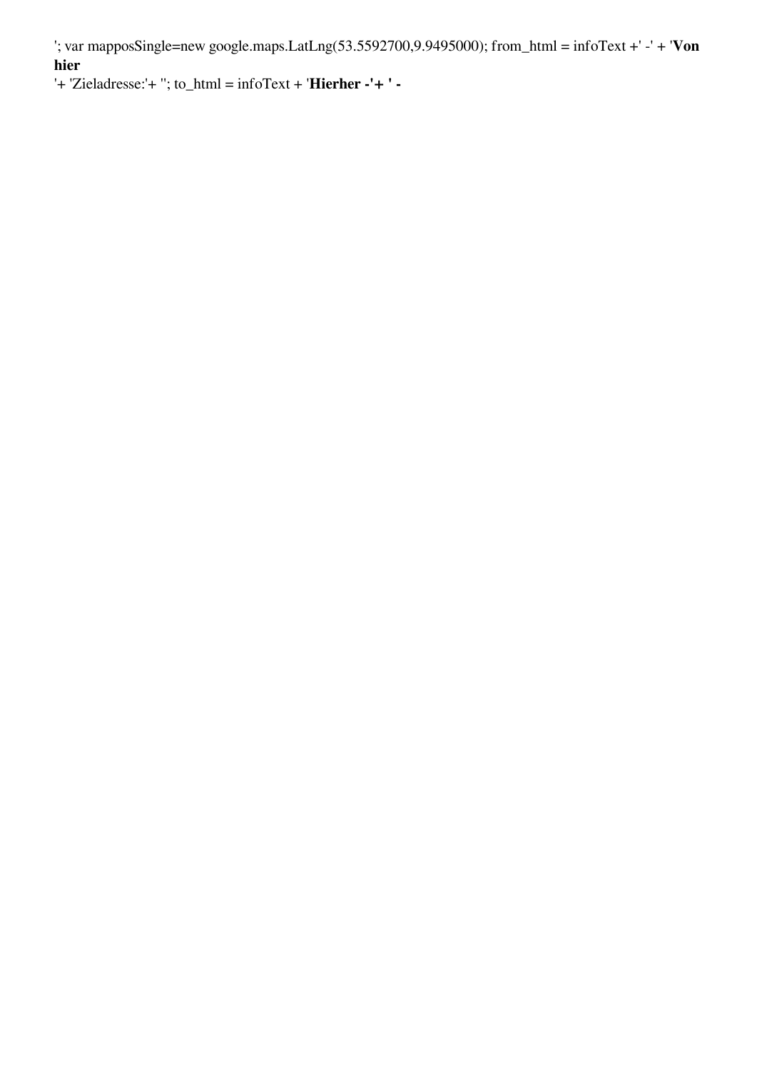'; var mapposSingle=new google.maps.LatLng(53.5592700,9.9495000); from_html = infoText +' -' + '**Von hier**

'+ 'Zieladresse:'+ ''; to_html = infoText + '**Hierher -'+ ' -**